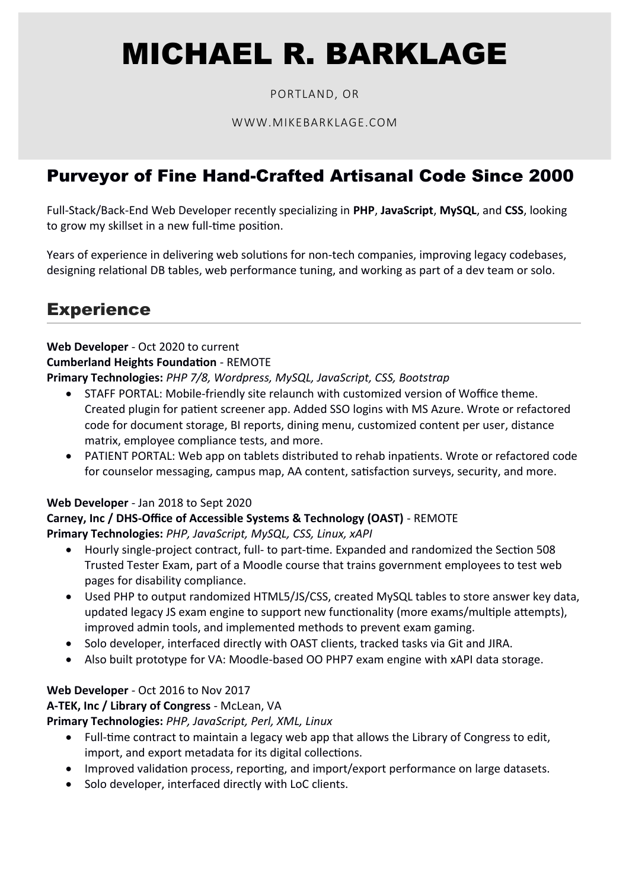# MICHAEL R. BARKLAGE

PORTLAND, OR

WWW.MIKEBARKLAGE.COM

## Purveyor of Fine Hand-Crafted Artisanal Code Since 2000

Full-Stack/Back-End Web Developer recently specializing in **PHP**, **JavaScript**, **MySQL**, and **CSS**, looking to grow my skillset in a new full-time position.

Years of experience in delivering web solutions for non-tech companies, improving legacy codebases, designing relational DB tables, web performance tuning, and working as part of a dev team or solo.

## Experience

**Web Developer** - Oct 2020 to current
**Cumberland Heights Foundation** - REMOTE
**Primary Technologies:** *PHP 7/8, Wordpress, MySQL, JavaScript, CSS, Bootstrap*

- STAFF PORTAL: Mobile-friendly site relaunch with customized version of Woffice theme. Created plugin for patient screener app. Added SSO logins with MS Azure. Wrote or refactored code for document storage, BI reports, dining menu, customized content per user, distance matrix, employee compliance tests, and more.
- PATIENT PORTAL: Web app on tablets distributed to rehab inpatients. Wrote or refactored code for counselor messaging, campus map, AA content, satisfaction surveys, security, and more.

**Web Developer** - Jan 2018 to Sept 2020
**Carney, Inc / DHS-Office of Accessible Systems & Technology (OAST)** - REMOTE
**Primary Technologies:** *PHP, JavaScript, MySQL, CSS, Linux, xAPI*

- Hourly single-project contract, full- to part-time. Expanded and randomized the Section 508 Trusted Tester Exam, part of a Moodle course that trains government employees to test web pages for disability compliance.
- Used PHP to output randomized HTML5/JS/CSS, created MySQL tables to store answer key data, updated legacy JS exam engine to support new functionality (more exams/multiple attempts), improved admin tools, and implemented methods to prevent exam gaming.
- Solo developer, interfaced directly with OAST clients, tracked tasks via Git and JIRA.
- Also built prototype for VA: Moodle-based OO PHP7 exam engine with xAPI data storage.

**Web Developer** - Oct 2016 to Nov 2017
**A-TEK, Inc / Library of Congress** - McLean, VA
**Primary Technologies:** *PHP, JavaScript, Perl, XML, Linux*

- Full-time contract to maintain a legacy web app that allows the Library of Congress to edit, import, and export metadata for its digital collections.
- Improved validation process, reporting, and import/export performance on large datasets.
- Solo developer, interfaced directly with LoC clients.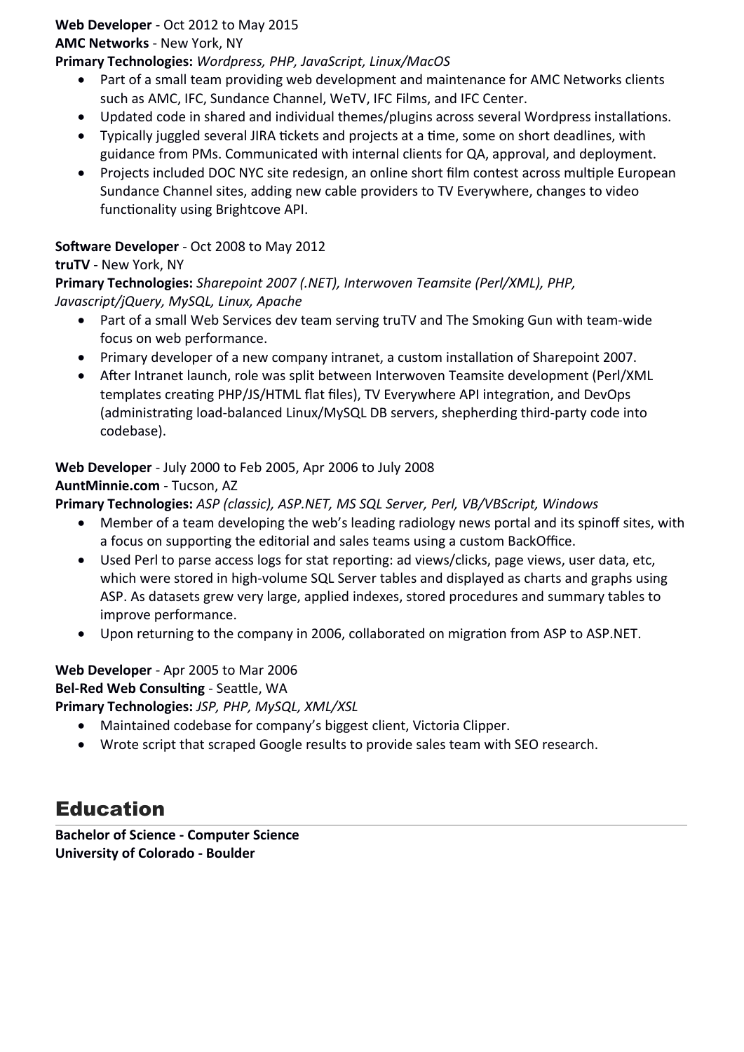**Web Developer** - Oct 2012 to May 2015
**AMC Networks** - New York, NY
**Primary Technologies:** *Wordpress, PHP, JavaScript, Linux/MacOS*

- Part of a small team providing web development and maintenance for AMC Networks clients such as AMC, IFC, Sundance Channel, WeTV, IFC Films, and IFC Center.
- Updated code in shared and individual themes/plugins across several Wordpress installations.
- Typically juggled several JIRA tickets and projects at a time, some on short deadlines, with guidance from PMs. Communicated with internal clients for QA, approval, and deployment.
- Projects included DOC NYC site redesign, an online short film contest across multiple European Sundance Channel sites, adding new cable providers to TV Everywhere, changes to video functionality using Brightcove API.

**Software Developer** - Oct 2008 to May 2012
**truTV** - New York, NY
**Primary Technologies:** *Sharepoint 2007 (.NET), Interwoven Teamsite (Perl/XML), PHP, Javascript/jQuery, MySQL, Linux, Apache*

- Part of a small Web Services dev team serving truTV and The Smoking Gun with team-wide focus on web performance.
- Primary developer of a new company intranet, a custom installation of Sharepoint 2007.
- After Intranet launch, role was split between Interwoven Teamsite development (Perl/XML templates creating PHP/JS/HTML flat files), TV Everywhere API integration, and DevOps (administrating load-balanced Linux/MySQL DB servers, shepherding third-party code into codebase).

**Web Developer** - July 2000 to Feb 2005, Apr 2006 to July 2008
**AuntMinnie.com** - Tucson, AZ
**Primary Technologies:** *ASP (classic), ASP.NET, MS SQL Server, Perl, VB/VBScript, Windows*

- Member of a team developing the web's leading radiology news portal and its spinoff sites, with a focus on supporting the editorial and sales teams using a custom BackOffice.
- Used Perl to parse access logs for stat reporting: ad views/clicks, page views, user data, etc, which were stored in high-volume SQL Server tables and displayed as charts and graphs using ASP. As datasets grew very large, applied indexes, stored procedures and summary tables to improve performance.
- Upon returning to the company in 2006, collaborated on migration from ASP to ASP.NET.

**Web Developer** - Apr 2005 to Mar 2006
**Bel-Red Web Consulting** - Seattle, WA
**Primary Technologies:** *JSP, PHP, MySQL, XML/XSL*

- Maintained codebase for company's biggest client, Victoria Clipper.
- Wrote script that scraped Google results to provide sales team with SEO research.

## Education

**Bachelor of Science - Computer Science**
**University of Colorado - Boulder**